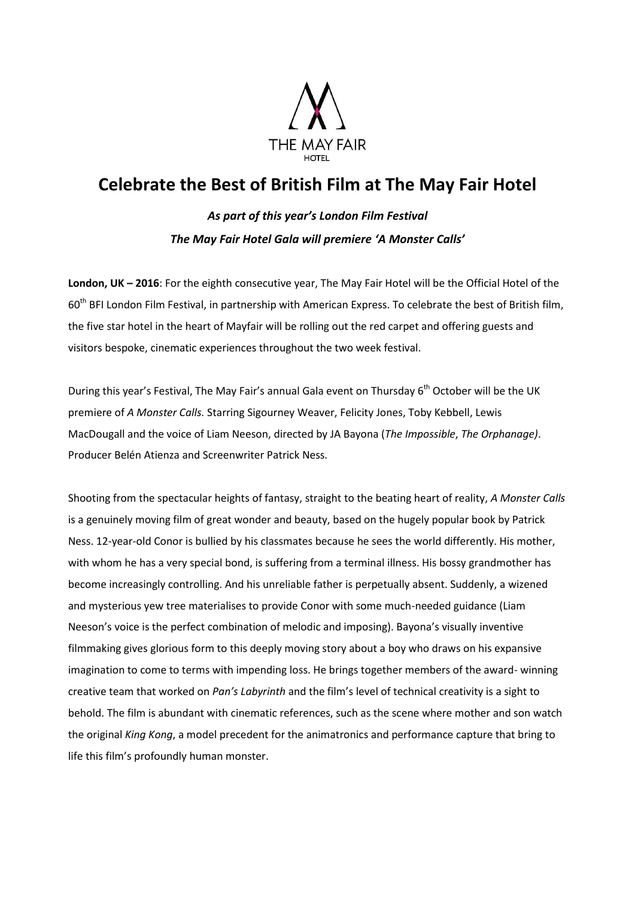THE MAY FAIR
HOTEL

# Celebrate the Best of British Film at The May Fair Hotel

***As part of this year's London Film Festival***

***The May Fair Hotel Gala will premiere 'A Monster Calls'***

**London, UK – 2016**: For the eighth consecutive year, The May Fair Hotel will be the Official Hotel of the 60th BFI London Film Festival, in partnership with American Express. To celebrate the best of British film, the five star hotel in the heart of Mayfair will be rolling out the red carpet and offering guests and visitors bespoke, cinematic experiences throughout the two week festival.

During this year's Festival, The May Fair's annual Gala event on Thursday 6th October will be the UK premiere of *A Monster Calls.* Starring Sigourney Weaver, Felicity Jones, Toby Kebbell, Lewis MacDougall and the voice of Liam Neeson, directed by JA Bayona (*The Impossible*, *The Orphanage)*. Producer Belén Atienza and Screenwriter Patrick Ness.

Shooting from the spectacular heights of fantasy, straight to the beating heart of reality, *A Monster Calls* is a genuinely moving film of great wonder and beauty, based on the hugely popular book by Patrick Ness. 12-year-old Conor is bullied by his classmates because he sees the world differently. His mother, with whom he has a very special bond, is suffering from a terminal illness. His bossy grandmother has become increasingly controlling. And his unreliable father is perpetually absent. Suddenly, a wizened and mysterious yew tree materialises to provide Conor with some much-needed guidance (Liam Neeson's voice is the perfect combination of melodic and imposing). Bayona's visually inventive filmmaking gives glorious form to this deeply moving story about a boy who draws on his expansive imagination to come to terms with impending loss. He brings together members of the award- winning creative team that worked on *Pan's Labyrinth* and the film's level of technical creativity is a sight to behold. The film is abundant with cinematic references, such as the scene where mother and son watch the original *King Kong*, a model precedent for the animatronics and performance capture that bring to life this film's profoundly human monster.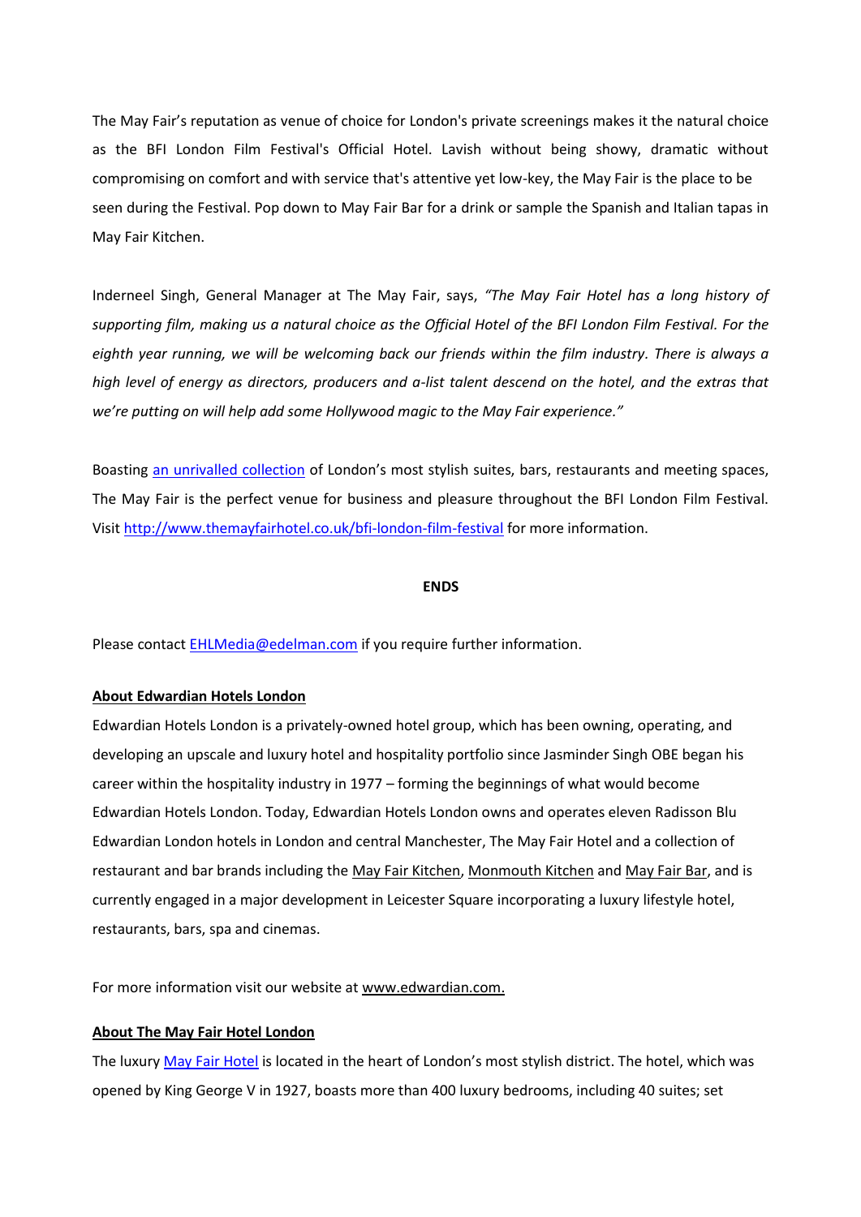The May Fair's reputation as venue of choice for London's private screenings makes it the natural choice as the BFI London Film Festival's Official Hotel. Lavish without being showy, dramatic without compromising on comfort and with service that's attentive yet low-key, the May Fair is the place to be seen during the Festival. Pop down to May Fair Bar for a drink or sample the Spanish and Italian tapas in May Fair Kitchen.

Inderneel Singh, General Manager at The May Fair, says, *"The May Fair Hotel has a long history of supporting film, making us a natural choice as the Official Hotel of the BFI London Film Festival. For the eighth year running, we will be welcoming back our friends within the film industry. There is always a high level of energy as directors, producers and a-list talent descend on the hotel, and the extras that we're putting on will help add some Hollywood magic to the May Fair experience."*

Boasting an unrivalled collection of London's most stylish suites, bars, restaurants and meeting spaces, The May Fair is the perfect venue for business and pleasure throughout the BFI London Film Festival. Visit http://www.themayfairhotel.co.uk/bfi-london-film-festival for more information.

**ENDS**

Please contact EHLMedia@edelman.com if you require further information.

**About Edwardian Hotels London**

Edwardian Hotels London is a privately-owned hotel group, which has been owning, operating, and developing an upscale and luxury hotel and hospitality portfolio since Jasminder Singh OBE began his career within the hospitality industry in 1977 – forming the beginnings of what would become Edwardian Hotels London. Today, Edwardian Hotels London owns and operates eleven Radisson Blu Edwardian London hotels in London and central Manchester, The May Fair Hotel and a collection of restaurant and bar brands including the May Fair Kitchen, Monmouth Kitchen and May Fair Bar, and is currently engaged in a major development in Leicester Square incorporating a luxury lifestyle hotel, restaurants, bars, spa and cinemas.

For more information visit our website at www.edwardian.com.

**About The May Fair Hotel London**

The luxury May Fair Hotel is located in the heart of London's most stylish district. The hotel, which was opened by King George V in 1927, boasts more than 400 luxury bedrooms, including 40 suites; set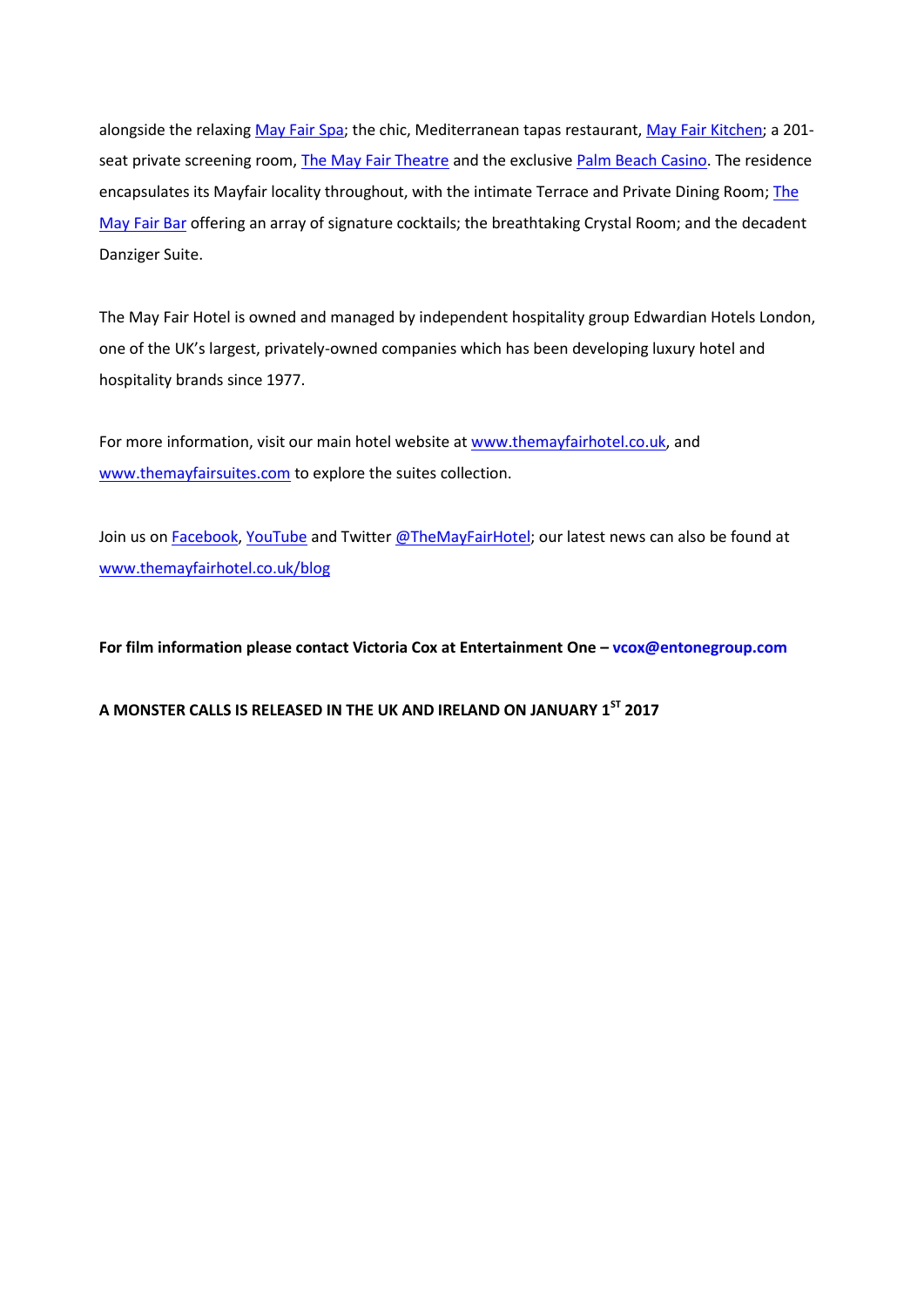alongside the relaxing [May Fair Spa]; the chic, Mediterranean tapas restaurant, [May Fair Kitchen]; a 201-seat private screening room, [The May Fair Theatre] and the exclusive [Palm Beach Casino]. The residence encapsulates its Mayfair locality throughout, with the intimate Terrace and Private Dining Room; [The May Fair Bar] offering an array of signature cocktails; the breathtaking Crystal Room; and the decadent Danziger Suite.

The May Fair Hotel is owned and managed by independent hospitality group Edwardian Hotels London, one of the UK's largest, privately-owned companies which has been developing luxury hotel and hospitality brands since 1977.

For more information, visit our main hotel website at www.themayfairhotel.co.uk, and www.themayfairsuites.com to explore the suites collection.

Join us on [Facebook], [YouTube] and Twitter [@TheMayFairHotel]; our latest news can also be found at www.themayfairhotel.co.uk/blog

**For film information please contact Victoria Cox at Entertainment One – vcox@entonegroup.com**

**A MONSTER CALLS IS RELEASED IN THE UK AND IRELAND ON JANUARY 1ST 2017**